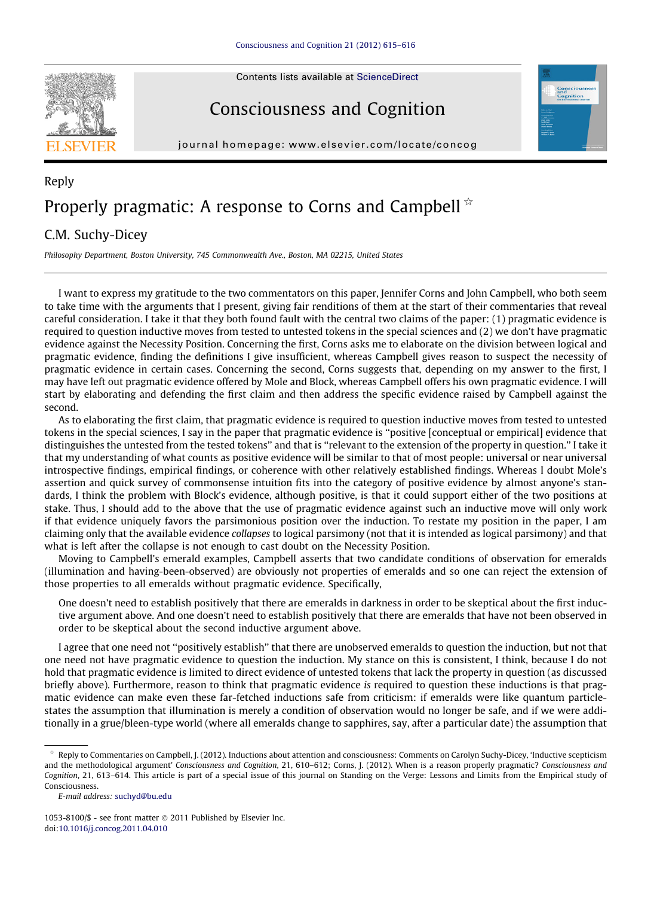Reply

# Properly pragmatic: A response to Corns and Campbell ☆

C.M. Suchy-Dicey

*Philosophy Department, Boston University, 745 Commonwealth Ave., Boston, MA 02215, United States*

---

I want to express my gratitude to the two commentators on this paper, Jennifer Corns and John Campbell, who both seem to take time with the arguments that I present, giving fair renditions of them at the start of their commentaries that reveal careful consideration. I take it that they both found fault with the central two claims of the paper: (1) pragmatic evidence is required to question inductive moves from tested to untested tokens in the special sciences and (2) we don't have pragmatic evidence against the Necessity Position. Concerning the first, Corns asks me to elaborate on the division between logical and pragmatic evidence, finding the definitions I give insufficient, whereas Campbell gives reason to suspect the necessity of pragmatic evidence in certain cases. Concerning the second, Corns suggests that, depending on my answer to the first, I may have left out pragmatic evidence offered by Mole and Block, whereas Campbell offers his own pragmatic evidence. I will start by elaborating and defending the first claim and then address the specific evidence raised by Campbell against the second.

As to elaborating the first claim, that pragmatic evidence is required to question inductive moves from tested to untested tokens in the special sciences, I say in the paper that pragmatic evidence is "positive [conceptual or empirical] evidence that distinguishes the untested from the tested tokens" and that is "relevant to the extension of the property in question." I take it that my understanding of what counts as positive evidence will be similar to that of most people: universal or near universal introspective findings, empirical findings, or coherence with other relatively established findings. Whereas I doubt Mole's assertion and quick survey of commonsense intuition fits into the category of positive evidence by almost anyone's standards, I think the problem with Block's evidence, although positive, is that it could support either of the two positions at stake. Thus, I should add to the above that the use of pragmatic evidence against such an inductive move will only work if that evidence uniquely favors the parsimonious position over the induction. To restate my position in the paper, I am claiming only that the available evidence *collapses* to logical parsimony (not that it is intended as logical parsimony) and that what is left after the collapse is not enough to cast doubt on the Necessity Position.

Moving to Campbell's emerald examples, Campbell asserts that two candidate conditions of observation for emeralds (illumination and having-been-observed) are obviously not properties of emeralds and so one can reject the extension of those properties to all emeralds without pragmatic evidence. Specifically,

> One doesn't need to establish positively that there are emeralds in darkness in order to be skeptical about the first inductive argument above. And one doesn't need to establish positively that there are emeralds that have not been observed in order to be skeptical about the second inductive argument above.

I agree that one need not "positively establish" that there are unobserved emeralds to question the induction, but not that one need not have pragmatic evidence to question the induction. My stance on this is consistent, I think, because I do not hold that pragmatic evidence is limited to direct evidence of untested tokens that lack the property in question (as discussed briefly above). Furthermore, reason to think that pragmatic evidence *is* required to question these inductions is that pragmatic evidence can make even these far-fetched inductions safe from criticism: if emeralds were like quantum particle-states the assumption that illumination is merely a condition of observation would no longer be safe, and if we were additionally in a grue/bleen-type world (where all emeralds change to sapphires, say, after a particular date) the assumption that

---

☆ Reply to Commentaries on Campbell, J. (2012). Inductions about attention and consciousness: Comments on Carolyn Suchy-Dicey, 'Inductive scepticism and the methodological argument' *Consciousness and Cognition*, 21, 610–612; Corns, J. (2012). When is a reason properly pragmatic? *Consciousness and Cognition*, 21, 613–614. This article is part of a special issue of this journal on Standing on the Verge: Lessons and Limits from the Empirical study of Consciousness.

*E-mail address:* suchyd@bu.edu

1053-8100/$ - see front matter © 2011 Published by Elsevier Inc.
doi:10.1016/j.concog.2011.04.010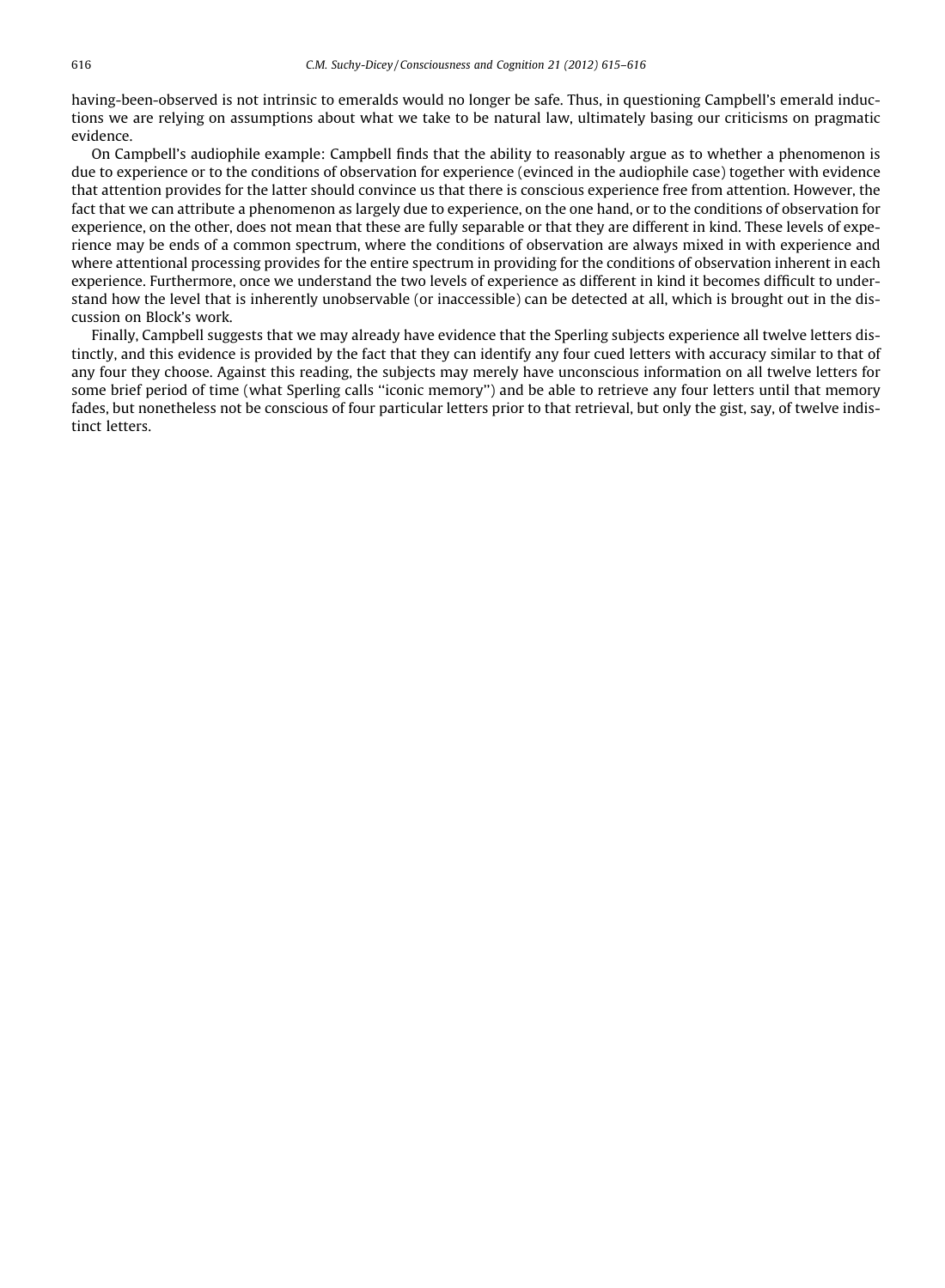having-been-observed is not intrinsic to emeralds would no longer be safe. Thus, in questioning Campbell's emerald inductions we are relying on assumptions about what we take to be natural law, ultimately basing our criticisms on pragmatic evidence.

On Campbell's audiophile example: Campbell finds that the ability to reasonably argue as to whether a phenomenon is due to experience or to the conditions of observation for experience (evinced in the audiophile case) together with evidence that attention provides for the latter should convince us that there is conscious experience free from attention. However, the fact that we can attribute a phenomenon as largely due to experience, on the one hand, or to the conditions of observation for experience, on the other, does not mean that these are fully separable or that they are different in kind. These levels of experience may be ends of a common spectrum, where the conditions of observation are always mixed in with experience and where attentional processing provides for the entire spectrum in providing for the conditions of observation inherent in each experience. Furthermore, once we understand the two levels of experience as different in kind it becomes difficult to understand how the level that is inherently unobservable (or inaccessible) can be detected at all, which is brought out in the discussion on Block's work.

Finally, Campbell suggests that we may already have evidence that the Sperling subjects experience all twelve letters distinctly, and this evidence is provided by the fact that they can identify any four cued letters with accuracy similar to that of any four they choose. Against this reading, the subjects may merely have unconscious information on all twelve letters for some brief period of time (what Sperling calls "iconic memory") and be able to retrieve any four letters until that memory fades, but nonetheless not be conscious of four particular letters prior to that retrieval, but only the gist, say, of twelve indistinct letters.